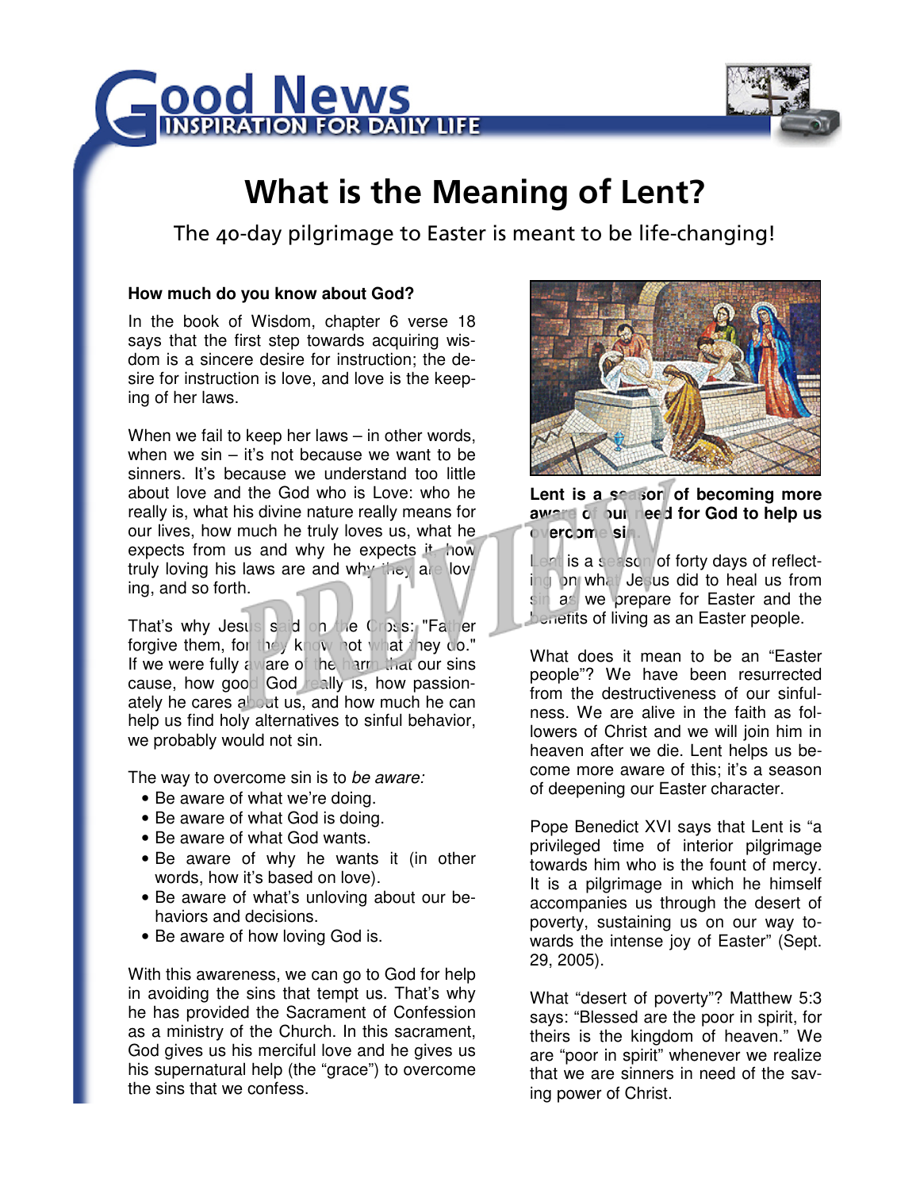# Good News

INSPIRATION FOR DAILY LIFE

## What is the Meaning of Lent?

The 40-day pilgrimage to Easter is meant to be life-changing!

### How much do you know about God?

In the book of Wisdom, chapter 6 verse 18 says that the first step towards acquiring wisdom is a sincere desire for instruction; the desire for instruction is love, and love is the keeping of her laws.

When we fail to keep her laws – in other words, when we sin – it's not because we want to be sinners. It's because we understand too little about love and the God who is Love: who he really is, what his divine nature really means for our lives, how much he truly loves us, what he expects from us and why he expects it, how truly loving his laws are and why they are loving, and so forth.

That's why Jesus said on the Cross: "Father forgive them, for they know not what they do." If we were fully aware of the harm that our sins cause, how good God really is, how passionately he cares about us, and how much he can help us find holy alternatives to sinful behavior, we probably would not sin.

The way to overcome sin is to *be aware:*

- Be aware of what we're doing.
- Be aware of what God is doing.
- Be aware of what God wants.
- Be aware of why he wants it (in other words, how it's based on love).
- Be aware of what's unloving about our behaviors and decisions.
- Be aware of how loving God is.

With this awareness, we can go to God for help in avoiding the sins that tempt us. That's why he has provided the Sacrament of Confession as a ministry of the Church. In this sacrament, God gives us his merciful love and he gives us his supernatural help (the "grace") to overcome the sins that we confess.

**Lent is a season of becoming more aware of our need for God to help us overcome sin.**

Lent is a season of forty days of reflecting on what Jesus did to heal us from sin as we prepare for Easter and the benefits of living as an Easter people.

What does it mean to be an "Easter people"? We have been resurrected from the destructiveness of our sinfulness. We are alive in the faith as followers of Christ and we will join him in heaven after we die. Lent helps us become more aware of this; it's a season of deepening our Easter character.

Pope Benedict XVI says that Lent is "a privileged time of interior pilgrimage towards him who is the fount of mercy. It is a pilgrimage in which he himself accompanies us through the desert of poverty, sustaining us on our way towards the intense joy of Easter" (Sept. 29, 2005).

What "desert of poverty"? Matthew 5:3 says: "Blessed are the poor in spirit, for theirs is the kingdom of heaven." We are "poor in spirit" whenever we realize that we are sinners in need of the saving power of Christ.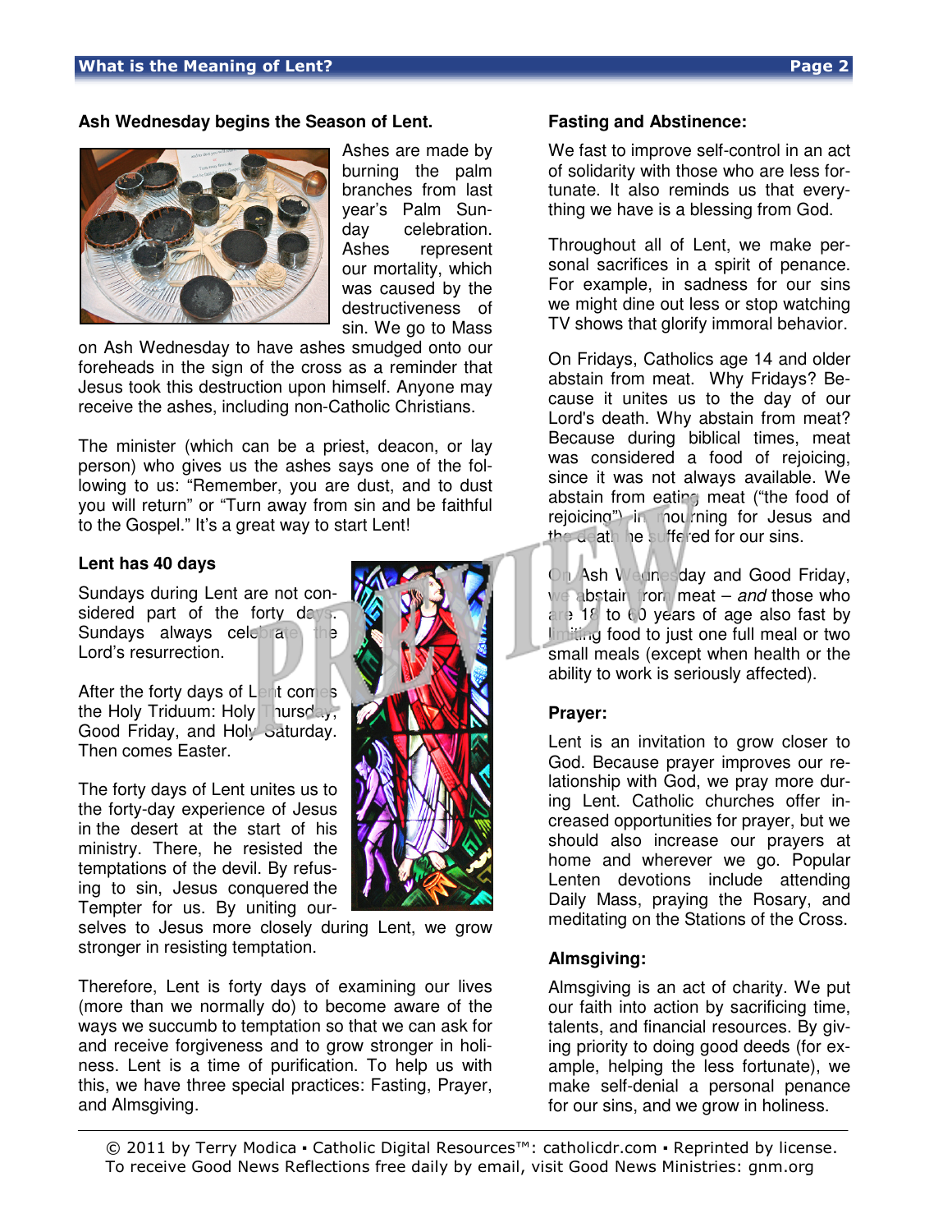**Ash Wednesday begins the Season of Lent.**

Ashes are made by burning the palm branches from last year's Palm Sunday celebration. Ashes represent our mortality, which was caused by the destructiveness of sin. We go to Mass on Ash Wednesday to have ashes smudged onto our foreheads in the sign of the cross as a reminder that Jesus took this destruction upon himself. Anyone may receive the ashes, including non-Catholic Christians.

The minister (which can be a priest, deacon, or lay person) who gives us the ashes says one of the following to us: "Remember, you are dust, and to dust you will return" or "Turn away from sin and be faithful to the Gospel." It's a great way to start Lent!

**Lent has 40 days**

Sundays during Lent are not considered part of the forty days. Sundays always celebrate the Lord's resurrection.

After the forty days of Lent comes the Holy Triduum: Holy Thursday, Good Friday, and Holy Saturday. Then comes Easter.

The forty days of Lent unites us to the forty-day experience of Jesus in the desert at the start of his ministry. There, he resisted the temptations of the devil. By refusing to sin, Jesus conquered the Tempter for us. By uniting ourselves to Jesus more closely during Lent, we grow stronger in resisting temptation.

Therefore, Lent is forty days of examining our lives (more than we normally do) to become aware of the ways we succumb to temptation so that we can ask for and receive forgiveness and to grow stronger in holiness. Lent is a time of purification. To help us with this, we have three special practices: Fasting, Prayer, and Almsgiving.

**Fasting and Abstinence:**

We fast to improve self-control in an act of solidarity with those who are less fortunate. It also reminds us that everything we have is a blessing from God.

Throughout all of Lent, we make personal sacrifices in a spirit of penance. For example, in sadness for our sins we might dine out less or stop watching TV shows that glorify immoral behavior.

On Fridays, Catholics age 14 and older abstain from meat. Why Fridays? Because it unites us to the day of our Lord's death. Why abstain from meat? Because during biblical times, meat was considered a food of rejoicing, since it was not always available. We abstain from eating meat ("the food of rejoicing") in mourning for Jesus and the death he suffered for our sins.

On Ash Wednesday and Good Friday, we abstain from meat – *and* those who are 18 to 60 years of age also fast by limiting food to just one full meal or two small meals (except when health or the ability to work is seriously affected).

**Prayer:**

Lent is an invitation to grow closer to God. Because prayer improves our relationship with God, we pray more during Lent. Catholic churches offer increased opportunities for prayer, but we should also increase our prayers at home and wherever we go. Popular Lenten devotions include attending Daily Mass, praying the Rosary, and meditating on the Stations of the Cross.

**Almsgiving:**

Almsgiving is an act of charity. We put our faith into action by sacrificing time, talents, and financial resources. By giving priority to doing good deeds (for example, helping the less fortunate), we make self-denial a personal penance for our sins, and we grow in holiness.

© 2011 by Terry Modica ▪ Catholic Digital Resources™: catholicdr.com ▪ Reprinted by license.
To receive Good News Reflections free daily by email, visit Good News Ministries: gnm.org